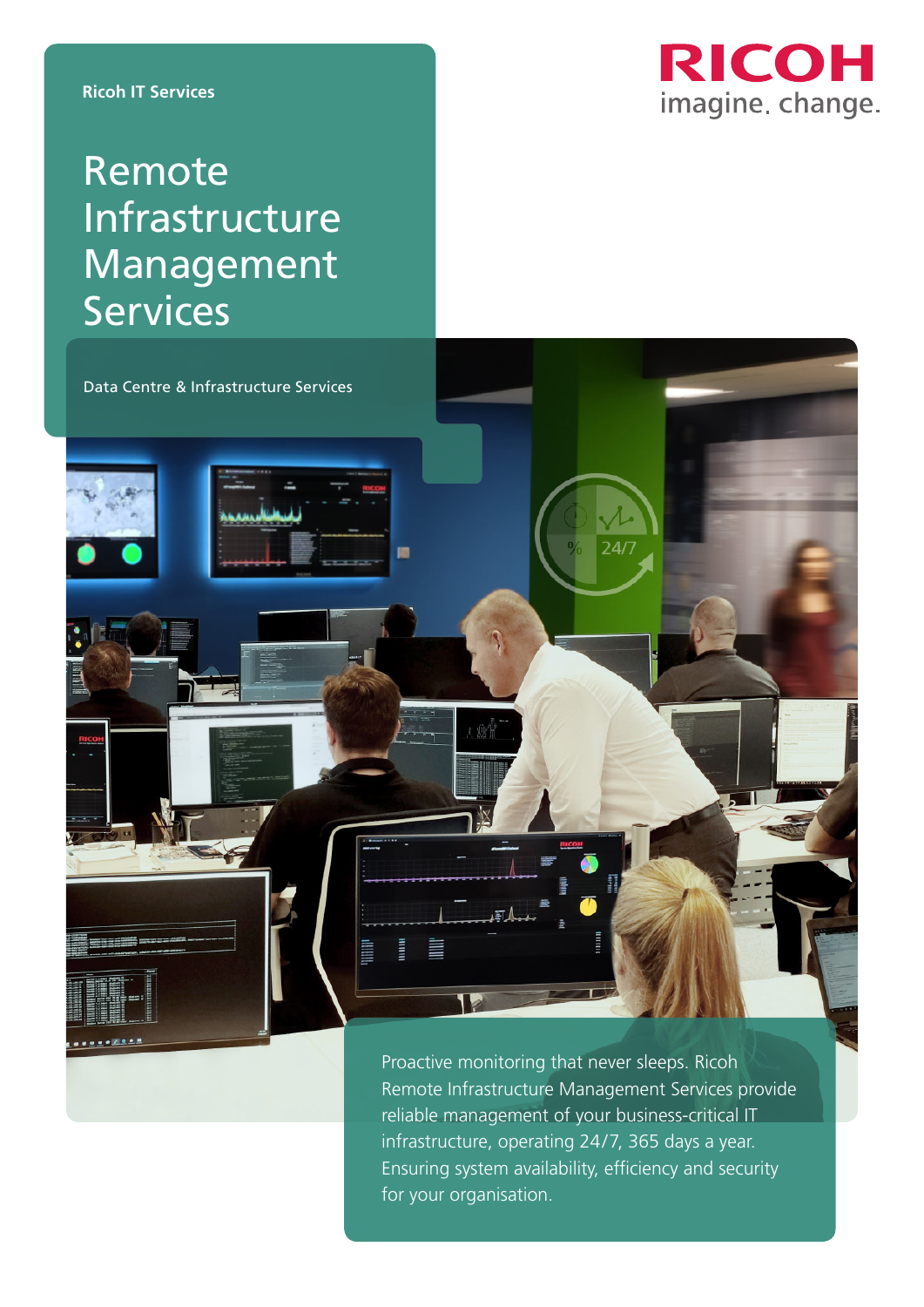Ricoh IT Services

# Remote Infrastructure Management Services

Data Centre & Infrastructure Services

Proactive monitoring that never sleeps. Ricoh Remote Infrastructure Management Services provide reliable management of your business-critical IT infrastructure, operating 24/7, 365 days a year. Ensuring system availability, efficiency and security for your organisation.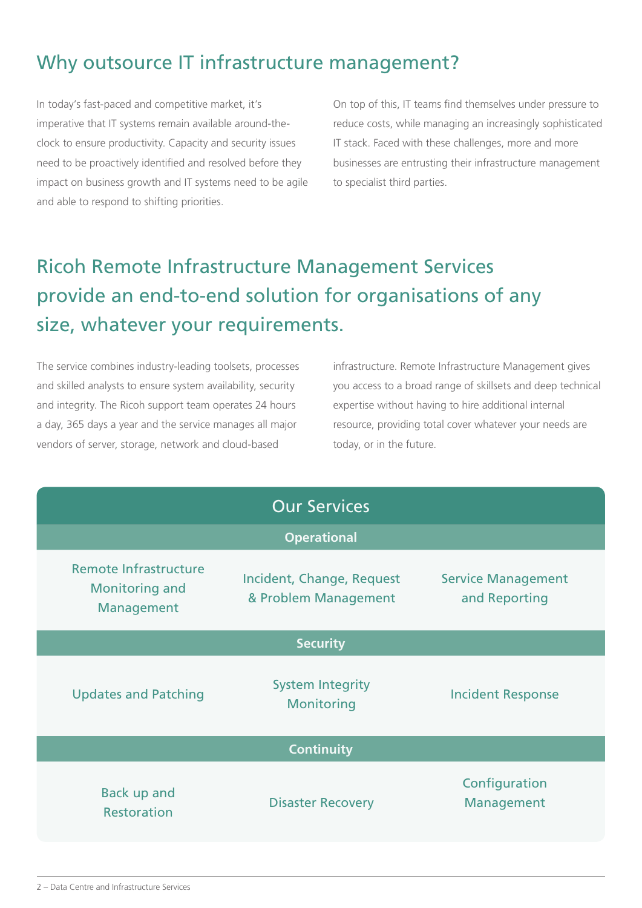## Why outsource IT infrastructure management?

In today's fast-paced and competitive market, it's imperative that IT systems remain available around-the-clock to ensure productivity. Capacity and security issues need to be proactively identified and resolved before they impact on business growth and IT systems need to be agile and able to respond to shifting priorities.

On top of this, IT teams find themselves under pressure to reduce costs, while managing an increasingly sophisticated IT stack. Faced with these challenges, more and more businesses are entrusting their infrastructure management to specialist third parties.

## Ricoh Remote Infrastructure Management Services provide an end-to-end solution for organisations of any size, whatever your requirements.

The service combines industry-leading toolsets, processes and skilled analysts to ensure system availability, security and integrity. The Ricoh support team operates 24 hours a day, 365 days a year and the service manages all major vendors of server, storage, network and cloud-based infrastructure. Remote Infrastructure Management gives you access to a broad range of skillsets and deep technical expertise without having to hire additional internal resource, providing total cover whatever your needs are today, or in the future.

### Our Services

| Operational | | |
|---|---|---|
| Remote Infrastructure Monitoring and Management | Incident, Change, Request & Problem Management | Service Management and Reporting |
| **Security** | | |
| Updates and Patching | System Integrity Monitoring | Incident Response |
| **Continuity** | | |
| Back up and Restoration | Disaster Recovery | Configuration Management |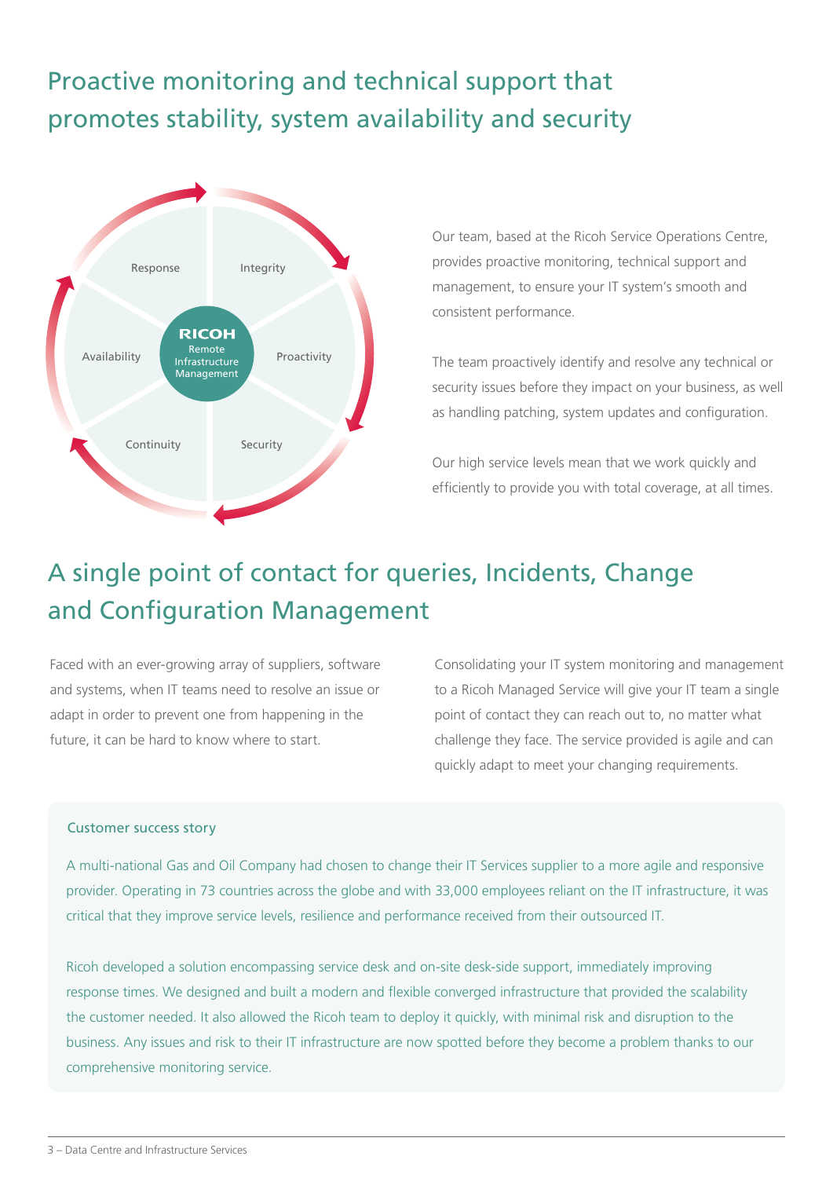## Proactive monitoring and technical support that promotes stability, system availability and security

Response
Integrity
Availability
RICOH Remote Infrastructure Management
Proactivity
Continuity
Security

Our team, based at the Ricoh Service Operations Centre, provides proactive monitoring, technical support and management, to ensure your IT system's smooth and consistent performance.

The team proactively identify and resolve any technical or security issues before they impact on your business, as well as handling patching, system updates and configuration.

Our high service levels mean that we work quickly and efficiently to provide you with total coverage, at all times.

## A single point of contact for queries, Incidents, Change and Configuration Management

Faced with an ever-growing array of suppliers, software and systems, when IT teams need to resolve an issue or adapt in order to prevent one from happening in the future, it can be hard to know where to start.

Consolidating your IT system monitoring and management to a Ricoh Managed Service will give your IT team a single point of contact they can reach out to, no matter what challenge they face. The service provided is agile and can quickly adapt to meet your changing requirements.

### Customer success story

A multi-national Gas and Oil Company had chosen to change their IT Services supplier to a more agile and responsive provider. Operating in 73 countries across the globe and with 33,000 employees reliant on the IT infrastructure, it was critical that they improve service levels, resilience and performance received from their outsourced IT.

Ricoh developed a solution encompassing service desk and on-site desk-side support, immediately improving response times. We designed and built a modern and flexible converged infrastructure that provided the scalability the customer needed. It also allowed the Ricoh team to deploy it quickly, with minimal risk and disruption to the business. Any issues and risk to their IT infrastructure are now spotted before they become a problem thanks to our comprehensive monitoring service.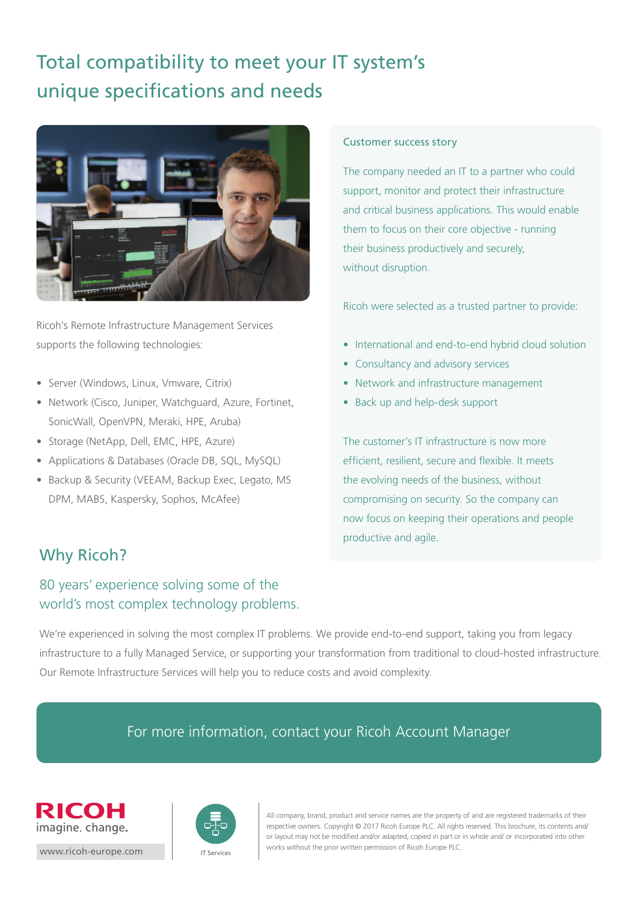# Total compatibility to meet your IT system's unique specifications and needs

Ricoh's Remote Infrastructure Management Services supports the following technologies:

- Server (Windows, Linux, Vmware, Citrix)
- Network (Cisco, Juniper, Watchguard, Azure, Fortinet, SonicWall, OpenVPN, Meraki, HPE, Aruba)
- Storage (NetApp, Dell, EMC, HPE, Azure)
- Applications & Databases (Oracle DB, SQL, MySQL)
- Backup & Security (VEEAM, Backup Exec, Legato, MS DPM, MABS, Kaspersky, Sophos, McAfee)

### Customer success story

The company needed an IT to a partner who could support, monitor and protect their infrastructure and critical business applications. This would enable them to focus on their core objective - running their business productively and securely, without disruption.

Ricoh were selected as a trusted partner to provide:

- International and end-to-end hybrid cloud solution
- Consultancy and advisory services
- Network and infrastructure management
- Back up and help-desk support

The customer's IT infrastructure is now more efficient, resilient, secure and flexible. It meets the evolving needs of the business, without compromising on security. So the company can now focus on keeping their operations and people productive and agile.

## Why Ricoh?

### 80 years' experience solving some of the world's most complex technology problems.

We're experienced in solving the most complex IT problems. We provide end-to-end support, taking you from legacy infrastructure to a fully Managed Service, or supporting your transformation from traditional to cloud-hosted infrastructure. Our Remote Infrastructure Services will help you to reduce costs and avoid complexity.

For more information, contact your Ricoh Account Manager

RICOH imagine. change.

www.ricoh-europe.com

IT Services

All company, brand, product and service names are the property of and are registered trademarks of their respective owners. Copyright © 2017 Ricoh Europe PLC. All rights reserved. This brochure, its contents and/ or layout may not be modified and/or adapted, copied in part or in whole and/ or incorporated into other works without the prior written permission of Ricoh Europe PLC.